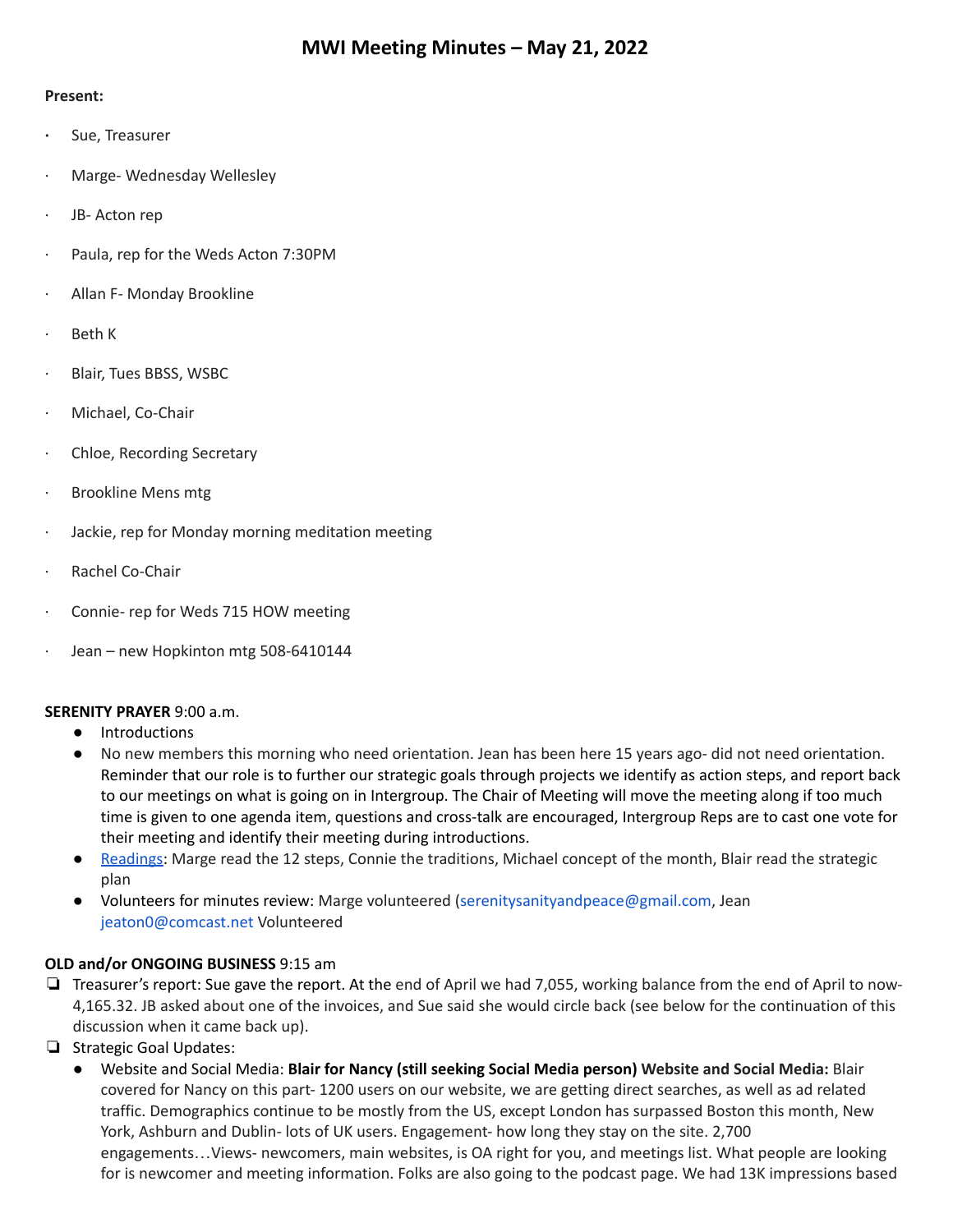# MWI Meeting Minutes – May 21, 2022

**Present:**

- Sue, Treasurer
- Marge- Wednesday Wellesley
- JB- Acton rep
- Paula, rep for the Weds Acton 7:30PM
- Allan F- Monday Brookline
- Beth K
- Blair, Tues BBSS, WSBC
- Michael, Co-Chair
- Chloe, Recording Secretary
- Brookline Mens mtg
- Jackie, rep for Monday morning meditation meeting
- Rachel Co-Chair
- Connie- rep for Weds 715 HOW meeting
- Jean – new Hopkinton mtg 508-6410144

**SERENITY PRAYER** 9:00 a.m.

- Introductions
- No new members this morning who need orientation. Jean has been here 15 years ago- did not need orientation. Reminder that our role is to further our strategic goals through projects we identify as action steps, and report back to our meetings on what is going on in Intergroup. The Chair of Meeting will move the meeting along if too much time is given to one agenda item, questions and cross-talk are encouraged, Intergroup Reps are to cast one vote for their meeting and identify their meeting during introductions.
- Readings: Marge read the 12 steps, Connie the traditions, Michael concept of the month, Blair read the strategic plan
- Volunteers for minutes review: Marge volunteered (serenitysanityandpeace@gmail.com, Jean jeaton0@comcast.net Volunteered

**OLD and/or ONGOING BUSINESS** 9:15 am

- Treasurer's report: Sue gave the report. At the end of April we had 7,055, working balance from the end of April to now- 4,165.32. JB asked about one of the invoices, and Sue said she would circle back (see below for the continuation of this discussion when it came back up).
- Strategic Goal Updates:
  - Website and Social Media: **Blair for Nancy (still seeking Social Media person) Website and Social Media:** Blair covered for Nancy on this part- 1200 users on our website, we are getting direct searches, as well as ad related traffic. Demographics continue to be mostly from the US, except London has surpassed Boston this month, New York, Ashburn and Dublin- lots of UK users. Engagement- how long they stay on the site. 2,700 engagements…Views- newcomers, main websites, is OA right for you, and meetings list. What people are looking for is newcomer and meeting information. Folks are also going to the podcast page. We had 13K impressions based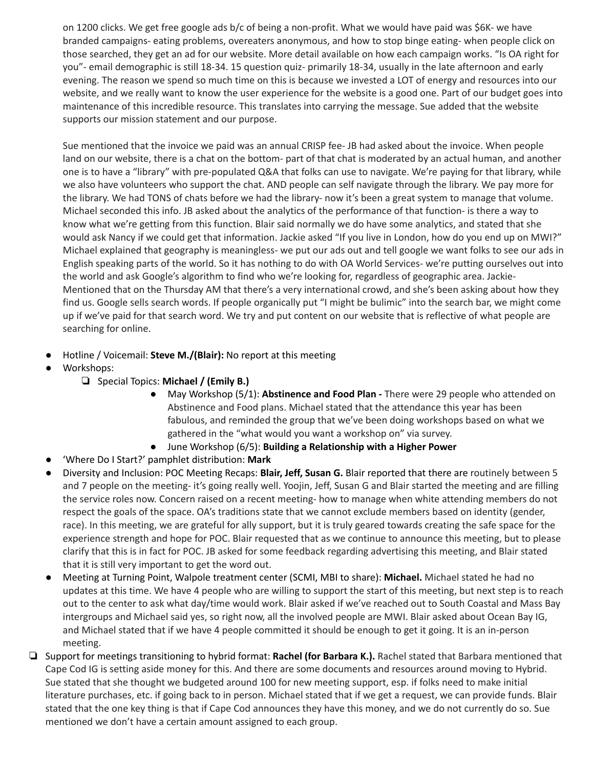on 1200 clicks. We get free google ads b/c of being a non-profit. What we would have paid was $6K- we have branded campaigns- eating problems, overeaters anonymous, and how to stop binge eating- when people click on those searched, they get an ad for our website. More detail available on how each campaign works. "Is OA right for you"- email demographic is still 18-34. 15 question quiz- primarily 18-34, usually in the late afternoon and early evening. The reason we spend so much time on this is because we invested a LOT of energy and resources into our website, and we really want to know the user experience for the website is a good one. Part of our budget goes into maintenance of this incredible resource. This translates into carrying the message. Sue added that the website supports our mission statement and our purpose.

Sue mentioned that the invoice we paid was an annual CRISP fee- JB had asked about the invoice. When people land on our website, there is a chat on the bottom- part of that chat is moderated by an actual human, and another one is to have a "library" with pre-populated Q&A that folks can use to navigate. We're paying for that library, while we also have volunteers who support the chat. AND people can self navigate through the library. We pay more for the library. We had TONS of chats before we had the library- now it's been a great system to manage that volume. Michael seconded this info. JB asked about the analytics of the performance of that function- is there a way to know what we're getting from this function. Blair said normally we do have some analytics, and stated that she would ask Nancy if we could get that information. Jackie asked "If you live in London, how do you end up on MWI?" Michael explained that geography is meaningless- we put our ads out and tell google we want folks to see our ads in English speaking parts of the world. So it has nothing to do with OA World Services- we're putting ourselves out into the world and ask Google's algorithm to find who we're looking for, regardless of geographic area. Jackie- Mentioned that on the Thursday AM that there's a very international crowd, and she's been asking about how they find us. Google sells search words. If people organically put "I might be bulimic" into the search bar, we might come up if we've paid for that search word. We try and put content on our website that is reflective of what people are searching for online.

- Hotline / Voicemail: **Steve M./(Blair):** No report at this meeting
- Workshops:
  - Special Topics: **Michael / (Emily B.)**
    - May Workshop (5/1): **Abstinence and Food Plan -** There were 29 people who attended on Abstinence and Food plans. Michael stated that the attendance this year has been fabulous, and reminded the group that we've been doing workshops based on what we gathered in the "what would you want a workshop on" via survey.
    - June Workshop (6/5): **Building a Relationship with a Higher Power**
- 'Where Do I Start?' pamphlet distribution: **Mark**
- Diversity and Inclusion: POC Meeting Recaps: **Blair, Jeff, Susan G.** Blair reported that there are routinely between 5 and 7 people on the meeting- it's going really well. Yoojin, Jeff, Susan G and Blair started the meeting and are filling the service roles now. Concern raised on a recent meeting- how to manage when white attending members do not respect the goals of the space. OA's traditions state that we cannot exclude members based on identity (gender, race). In this meeting, we are grateful for ally support, but it is truly geared towards creating the safe space for the experience strength and hope for POC. Blair requested that as we continue to announce this meeting, but to please clarify that this is in fact for POC. JB asked for some feedback regarding advertising this meeting, and Blair stated that it is still very important to get the word out.
- Meeting at Turning Point, Walpole treatment center (SCMI, MBI to share): **Michael.** Michael stated he had no updates at this time. We have 4 people who are willing to support the start of this meeting, but next step is to reach out to the center to ask what day/time would work. Blair asked if we've reached out to South Coastal and Mass Bay intergroups and Michael said yes, so right now, all the involved people are MWI. Blair asked about Ocean Bay IG, and Michael stated that if we have 4 people committed it should be enough to get it going. It is an in-person meeting.

- Support for meetings transitioning to hybrid format: **Rachel (for Barbara K.).** Rachel stated that Barbara mentioned that Cape Cod IG is setting aside money for this. And there are some documents and resources around moving to Hybrid. Sue stated that she thought we budgeted around 100 for new meeting support, esp. if folks need to make initial literature purchases, etc. if going back to in person. Michael stated that if we get a request, we can provide funds. Blair stated that the one key thing is that if Cape Cod announces they have this money, and we do not currently do so. Sue mentioned we don't have a certain amount assigned to each group.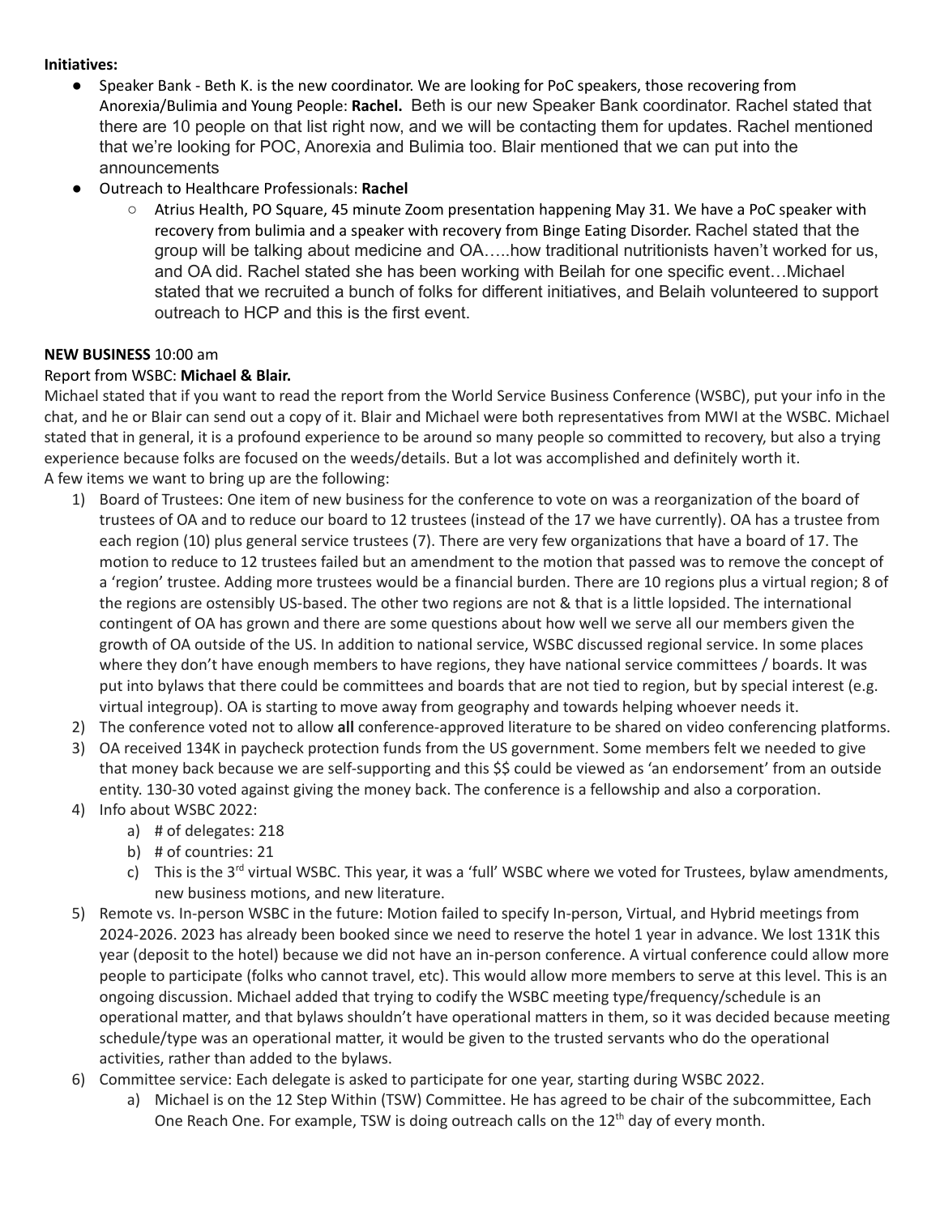**Initiatives:**

- Speaker Bank - Beth K. is the new coordinator. We are looking for PoC speakers, those recovering from Anorexia/Bulimia and Young People: **Rachel.** Beth is our new Speaker Bank coordinator. Rachel stated that there are 10 people on that list right now, and we will be contacting them for updates. Rachel mentioned that we're looking for POC, Anorexia and Bulimia too. Blair mentioned that we can put into the announcements
- Outreach to Healthcare Professionals: **Rachel**
  - Atrius Health, PO Square, 45 minute Zoom presentation happening May 31. We have a PoC speaker with recovery from bulimia and a speaker with recovery from Binge Eating Disorder. Rachel stated that the group will be talking about medicine and OA…..how traditional nutritionists haven't worked for us, and OA did. Rachel stated she has been working with Beilah for one specific event…Michael stated that we recruited a bunch of folks for different initiatives, and Belaih volunteered to support outreach to HCP and this is the first event.

**NEW BUSINESS** 10:00 am

Report from WSBC: **Michael & Blair.**

Michael stated that if you want to read the report from the World Service Business Conference (WSBC), put your info in the chat, and he or Blair can send out a copy of it. Blair and Michael were both representatives from MWI at the WSBC. Michael stated that in general, it is a profound experience to be around so many people so committed to recovery, but also a trying experience because folks are focused on the weeds/details. But a lot was accomplished and definitely worth it.

A few items we want to bring up are the following:

1) Board of Trustees: One item of new business for the conference to vote on was a reorganization of the board of trustees of OA and to reduce our board to 12 trustees (instead of the 17 we have currently). OA has a trustee from each region (10) plus general service trustees (7). There are very few organizations that have a board of 17. The motion to reduce to 12 trustees failed but an amendment to the motion that passed was to remove the concept of a 'region' trustee. Adding more trustees would be a financial burden. There are 10 regions plus a virtual region; 8 of the regions are ostensibly US-based. The other two regions are not & that is a little lopsided. The international contingent of OA has grown and there are some questions about how well we serve all our members given the growth of OA outside of the US. In addition to national service, WSBC discussed regional service. In some places where they don't have enough members to have regions, they have national service committees / boards. It was put into bylaws that there could be committees and boards that are not tied to region, but by special interest (e.g. virtual integroup). OA is starting to move away from geography and towards helping whoever needs it.
2) The conference voted not to allow **all** conference-approved literature to be shared on video conferencing platforms.
3) OA received 134K in paycheck protection funds from the US government. Some members felt we needed to give that money back because we are self-supporting and this $$ could be viewed as 'an endorsement' from an outside entity. 130-30 voted against giving the money back. The conference is a fellowship and also a corporation.
4) Info about WSBC 2022:
   a) # of delegates: 218
   b) # of countries: 21
   c) This is the 3rd virtual WSBC. This year, it was a 'full' WSBC where we voted for Trustees, bylaw amendments, new business motions, and new literature.
5) Remote vs. In-person WSBC in the future: Motion failed to specify In-person, Virtual, and Hybrid meetings from 2024-2026. 2023 has already been booked since we need to reserve the hotel 1 year in advance. We lost 131K this year (deposit to the hotel) because we did not have an in-person conference. A virtual conference could allow more people to participate (folks who cannot travel, etc). This would allow more members to serve at this level. This is an ongoing discussion. Michael added that trying to codify the WSBC meeting type/frequency/schedule is an operational matter, and that bylaws shouldn't have operational matters in them, so it was decided because meeting schedule/type was an operational matter, it would be given to the trusted servants who do the operational activities, rather than added to the bylaws.
6) Committee service: Each delegate is asked to participate for one year, starting during WSBC 2022.
   a) Michael is on the 12 Step Within (TSW) Committee. He has agreed to be chair of the subcommittee, Each One Reach One. For example, TSW is doing outreach calls on the 12th day of every month.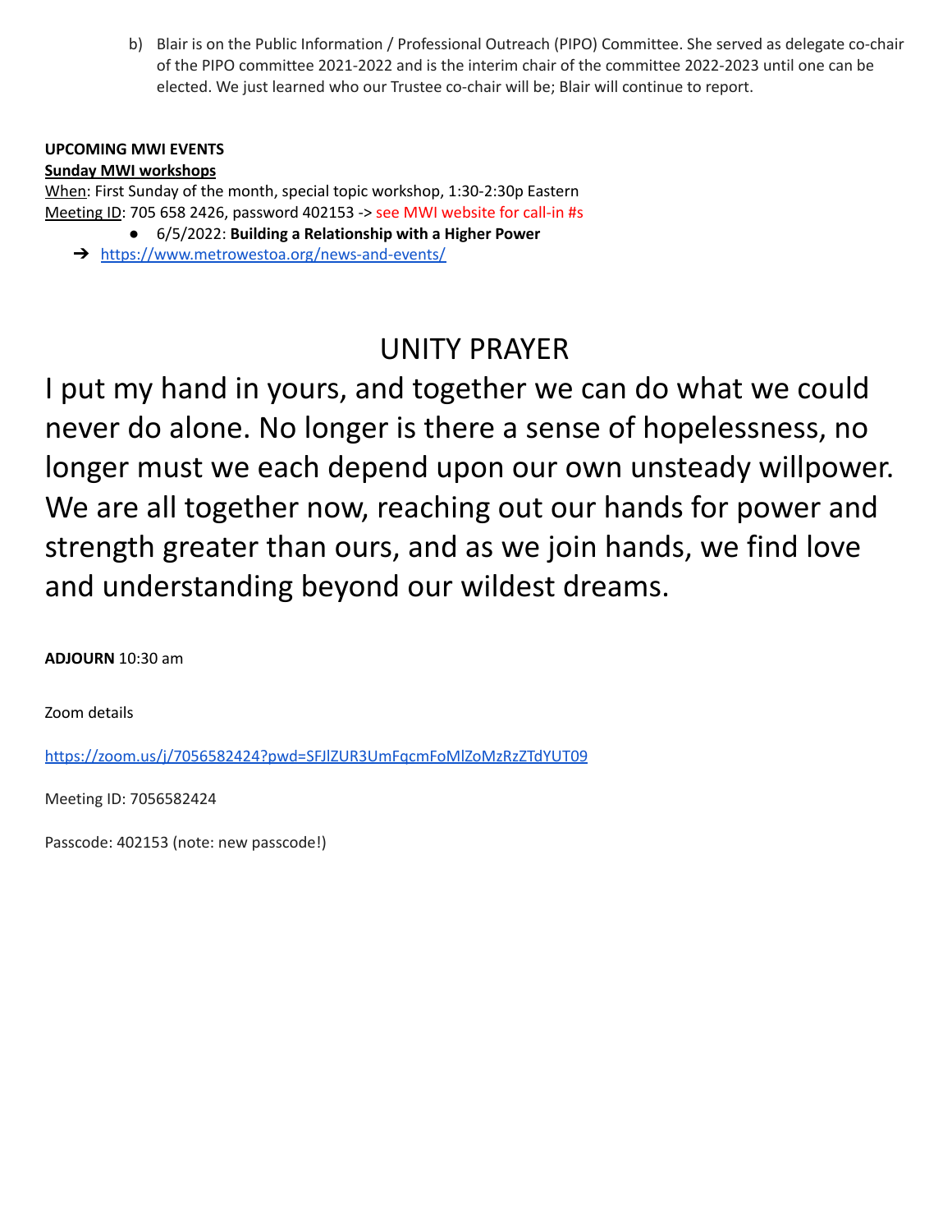b) Blair is on the Public Information / Professional Outreach (PIPO) Committee. She served as delegate co-chair of the PIPO committee 2021-2022 and is the interim chair of the committee 2022-2023 until one can be elected. We just learned who our Trustee co-chair will be; Blair will continue to report.

**UPCOMING MWI EVENTS**

**Sunday MWI workshops**

When: First Sunday of the month, special topic workshop, 1:30-2:30p Eastern

Meeting ID: 705 658 2426, password 402153 -> see MWI website for call-in #s

- 6/5/2022: **Building a Relationship with a Higher Power**

➔ https://www.metrowestoa.org/news-and-events/

## UNITY PRAYER

I put my hand in yours, and together we can do what we could never do alone. No longer is there a sense of hopelessness, no longer must we each depend upon our own unsteady willpower. We are all together now, reaching out our hands for power and strength greater than ours, and as we join hands, we find love and understanding beyond our wildest dreams.

**ADJOURN** 10:30 am

Zoom details

https://zoom.us/j/7056582424?pwd=SFJlZUR3UmFqcmFoMlZoMzRzZTdYUT09

Meeting ID: 7056582424

Passcode: 402153 (note: new passcode!)